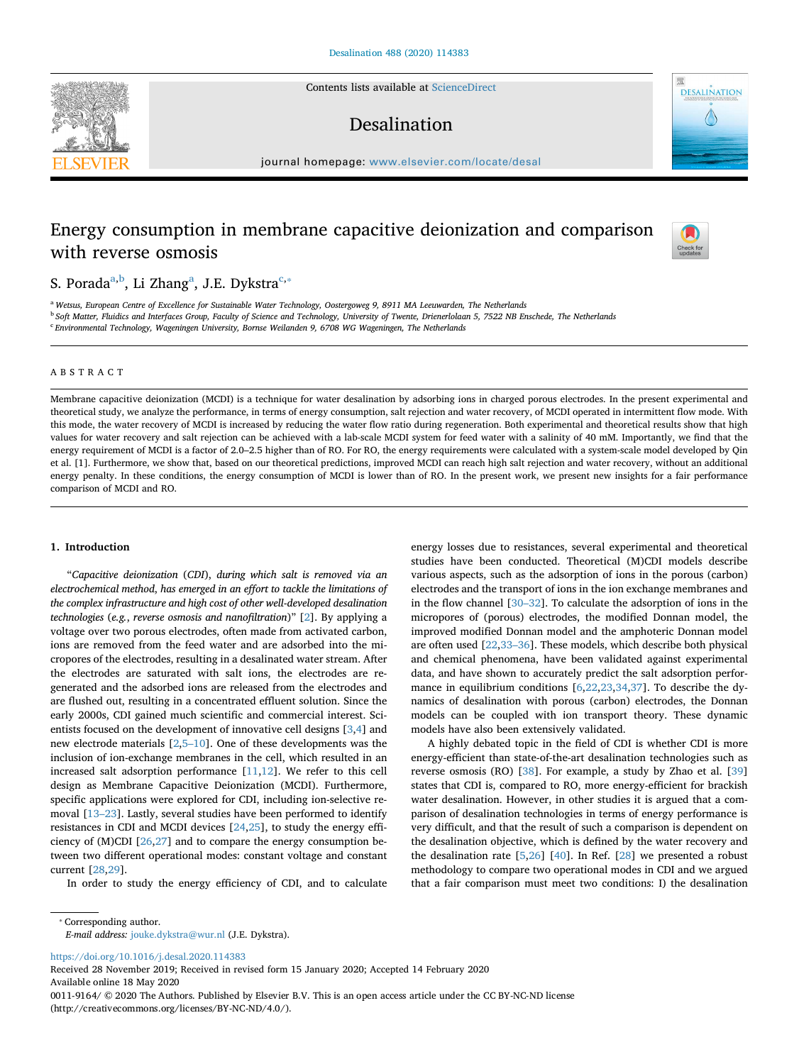# Energy consumption in membrane capacitive deionization and comparison with reverse osmosis

S. Porada[a,b], Li Zhang[a], J.E. Dykstra[c,*]

[a] Wetsus, European Centre of Excellence for Sustainable Water Technology, Oostergoweg 9, 8911 MA Leeuwarden, The Netherlands
[b] Soft Matter, Fluidics and Interfaces Group, Faculty of Science and Technology, University of Twente, Drienerlolaan 5, 7522 NB Enschede, The Netherlands
[c] Environmental Technology, Wageningen University, Bornse Weilanden 9, 6708 WG Wageningen, The Netherlands

## ABSTRACT

Membrane capacitive deionization (MCDI) is a technique for water desalination by adsorbing ions in charged porous electrodes. In the present experimental and theoretical study, we analyze the performance, in terms of energy consumption, salt rejection and water recovery, of MCDI operated in intermittent flow mode. With this mode, the water recovery of MCDI is increased by reducing the water flow ratio during regeneration. Both experimental and theoretical results show that high values for water recovery and salt rejection can be achieved with a lab-scale MCDI system for feed water with a salinity of 40 mM. Importantly, we find that the energy requirement of MCDI is a factor of 2.0–2.5 higher than of RO. For RO, the energy requirements were calculated with a system-scale model developed by Qin et al. [1]. Furthermore, we show that, based on our theoretical predictions, improved MCDI can reach high salt rejection and water recovery, without an additional energy penalty. In these conditions, the energy consumption of MCDI is lower than of RO. In the present work, we present new insights for a fair performance comparison of MCDI and RO.

## 1. Introduction

"*Capacitive deionization (CDI), during which salt is removed via an electrochemical method, has emerged in an effort to tackle the limitations of the complex infrastructure and high cost of other well-developed desalination technologies (e.g., reverse osmosis and nanofiltration)*" [2]. By applying a voltage over two porous electrodes, often made from activated carbon, ions are removed from the feed water and are adsorbed into the micropores of the electrodes, resulting in a desalinated water stream. After the electrodes are saturated with salt ions, the electrodes are regenerated and the adsorbed ions are released from the electrodes and are flushed out, resulting in a concentrated effluent solution. Since the early 2000s, CDI gained much scientific and commercial interest. Scientists focused on the development of innovative cell designs [3,4] and new electrode materials [2,5–10]. One of these developments was the inclusion of ion-exchange membranes in the cell, which resulted in an increased salt adsorption performance [11,12]. We refer to this cell design as Membrane Capacitive Deionization (MCDI). Furthermore, specific applications were explored for CDI, including ion-selective removal [13–23]. Lastly, several studies have been performed to identify resistances in CDI and MCDI devices [24,25], to study the energy efficiency of (M)CDI [26,27] and to compare the energy consumption between two different operational modes: constant voltage and constant current [28,29].

In order to study the energy efficiency of CDI, and to calculate energy losses due to resistances, several experimental and theoretical studies have been conducted. Theoretical (M)CDI models describe various aspects, such as the adsorption of ions in the porous (carbon) electrodes and the transport of ions in the ion exchange membranes and in the flow channel [30–32]. To calculate the adsorption of ions in the micropores of (porous) electrodes, the modified Donnan model, the improved modified Donnan model and the amphoteric Donnan model are often used [22,33–36]. These models, which describe both physical and chemical phenomena, have been validated against experimental data, and have shown to accurately predict the salt adsorption performance in equilibrium conditions [6,22,23,34,37]. To describe the dynamics of desalination with porous (carbon) electrodes, the Donnan models can be coupled with ion transport theory. These dynamic models have also been extensively validated.

A highly debated topic in the field of CDI is whether CDI is more energy-efficient than state-of-the-art desalination technologies such as reverse osmosis (RO) [38]. For example, a study by Zhao et al. [39] states that CDI is, compared to RO, more energy-efficient for brackish water desalination. However, in other studies it is argued that a comparison of desalination technologies in terms of energy performance is very difficult, and that the result of such a comparison is dependent on the desalination objective, which is defined by the water recovery and the desalination rate [5,26] [40]. In Ref. [28] we presented a robust methodology to compare two operational modes in CDI and we argued that a fair comparison must meet two conditions: I) the desalination

* Corresponding author.
*E-mail address:* jouke.dykstra@wur.nl (J.E. Dykstra).

https://doi.org/10.1016/j.desal.2020.114383
Received 28 November 2019; Received in revised form 15 January 2020; Accepted 14 February 2020
Available online 18 May 2020
0011-9164/ © 2020 The Authors. Published by Elsevier B.V. This is an open access article under the CC BY-NC-ND license (http://creativecommons.org/licenses/BY-NC-ND/4.0/).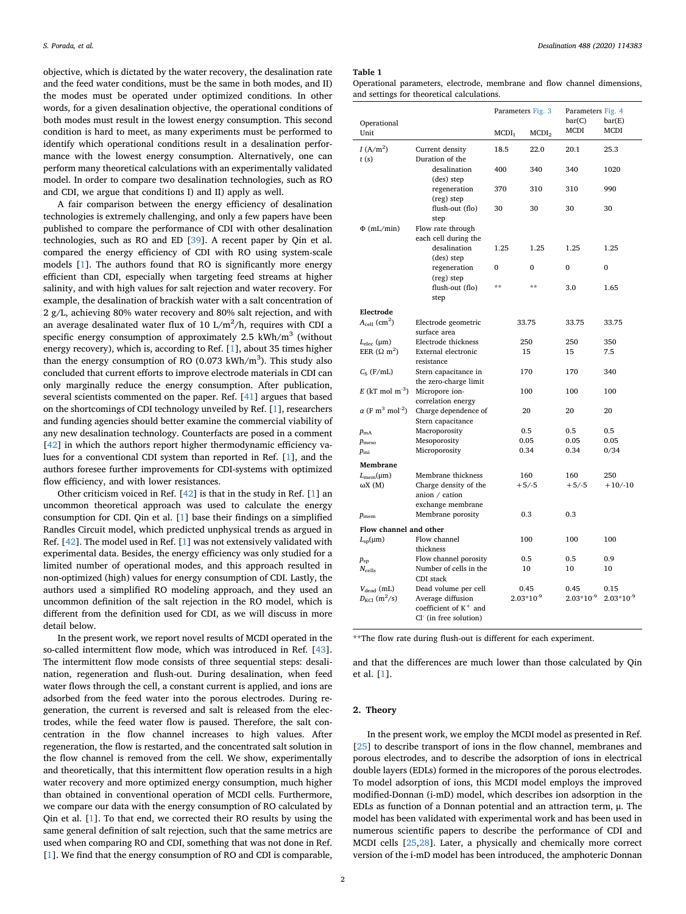objective, which is dictated by the water recovery, the desalination rate and the feed water conditions, must be the same in both modes, and II) the modes must be operated under optimized conditions. In other words, for a given desalination objective, the operational conditions of both modes must result in the lowest energy consumption. This second condition is hard to meet, as many experiments must be performed to identify which operational conditions result in a desalination performance with the lowest energy consumption. Alternatively, one can perform many theoretical calculations with an experimentally validated model. In order to compare two desalination technologies, such as RO and CDI, we argue that conditions I) and II) apply as well.

A fair comparison between the energy efficiency of desalination technologies is extremely challenging, and only a few papers have been published to compare the performance of CDI with other desalination technologies, such as RO and ED [39]. A recent paper by Qin et al. compared the energy efficiency of CDI with RO using system-scale models [1]. The authors found that RO is significantly more energy efficient than CDI, especially when targeting feed streams at higher salinity, and with high values for salt rejection and water recovery. For example, the desalination of brackish water with a salt concentration of 2 g/L, achieving 80% water recovery and 80% salt rejection, and with an average desalinated water flux of 10 $L/m^2/h$, requires with CDI a specific energy consumption of approximately 2.5 $kWh/m^3$ (without energy recovery), which is, according to Ref. [1], about 35 times higher than the energy consumption of RO (0.073 $kWh/m^3$). This study also concluded that current efforts to improve electrode materials in CDI can only marginally reduce the energy consumption. After publication, several scientists commented on the paper. Ref. [41] argues that based on the shortcomings of CDI technology unveiled by Ref. [1], researchers and funding agencies should better examine the commercial viability of any new desalination technology. Counterfacts are posed in a comment [42] in which the authors report higher thermodynamic efficiency values for a conventional CDI system than reported in Ref. [1], and the authors foresee further improvements for CDI-systems with optimized flow efficiency, and with lower resistances.

Other criticism voiced in Ref. [42] is that in the study in Ref. [1] an uncommon theoretical approach was used to calculate the energy consumption for CDI. Qin et al. [1] base their findings on a simplified Randles Circuit model, which predicted unphysical trends as argued in Ref. [42]. The model used in Ref. [1] was not extensively validated with experimental data. Besides, the energy efficiency was only studied for a limited number of operational modes, and this approach resulted in non-optimized (high) values for energy consumption of CDI. Lastly, the authors used a simplified RO modeling approach, and they used an uncommon definition of the salt rejection in the RO model, which is different from the definition used for CDI, as we will discuss in more detail below.

In the present work, we report novel results of MCDI operated in the so-called intermittent flow mode, which was introduced in Ref. [43]. The intermittent flow mode consists of three sequential steps: desalination, regeneration and flush-out. During desalination, when feed water flows through the cell, a constant current is applied, and ions are adsorbed from the feed water into the porous electrodes. During regeneration, the current is reversed and salt is released from the electrodes, while the feed water flow is paused. Therefore, the salt concentration in the flow channel increases to high values. After regeneration, the flow is restarted, and the concentrated salt solution in the flow channel is removed from the cell. We show, experimentally and theoretically, that this intermittent flow operation results in a high water recovery and more optimized energy consumption, much higher than obtained in conventional operation of MCDI cells. Furthermore, we compare our data with the energy consumption of RO calculated by Qin et al. [1]. To that end, we corrected their RO results by using the same general definition of salt rejection, such that the same metrics are used when comparing RO and CDI, something that was not done in Ref. [1]. We find that the energy consumption of RO and CDI is comparable, and that the differences are much lower than those calculated by Qin et al. [1].

**Table 1**
Operational parameters, electrode, membrane and flow channel dimensions, and settings for theoretical calculations.

| Operational Unit | | Parameters Fig. 3 $MCDI_1$ | Parameters Fig. 3 $MCDI_2$ | Parameters Fig. 4 bar(C) MCDI | Parameters Fig. 4 bar(E) MCDI |
|---|---|---|---|---|---|
| $I$ ($A/m^2$) | Current density | 18.5 | 22.0 | 20.1 | 25.3 |
| $t$ (s) | Duration of the | | | | |
| | desalination (des) step | 400 | 340 | 340 | 1020 |
| | regeneration (reg) step | 370 | 310 | 310 | 990 |
| | flush-out (flo) step | 30 | 30 | 30 | 30 |
| Φ (mL/min) | Flow rate through each cell during the | | | | |
| | desalination (des) step | 1.25 | 1.25 | 1.25 | 1.25 |
| | regeneration (reg) step | 0 | 0 | 0 | 0 |
| | flush-out (flo) step | ** | ** | 3.0 | 1.65 |
| **Electrode** | | | | | |
| $A_{cell}$ ($cm^2$) | Electrode geometric surface area | 33.75 | | 33.75 | 33.75 |
| $L_{elec}$ (μm) | Electrode thickness | 250 | | 250 | 350 |
| EER (Ω $m^2$) | External electronic resistance | 15 | | 15 | 7.5 |
| $C_S$ (F/mL) | Stern capacitance in the zero-charge limit | 170 | | 170 | 340 |
| $E$ (kT mol $m^{-3}$) | Micropore ion-correlation energy | 100 | | 100 | 100 |
| $\alpha$ (F $m^3$ $mol^{-2}$) | Charge dependence of Stern capacitance | 20 | | 20 | 20 |
| $p_{mA}$ | Macroporosity | 0.5 | | 0.5 | 0.5 |
| $p_{meso}$ | Mesoporosity | 0.05 | | 0.05 | 0.05 |
| $p_{mi}$ | Microporosity | 0.34 | | 0.34 | 0/34 |
| **Membrane** | | | | | |
| $L_{mem}$(μm) | Membrane thickness | 160 | | 160 | 250 |
| ωX (M) | Charge density of the anion / cation exchange membrane | +5/-5 | | +5/-5 | +10/-10 |
| $p_{mem}$ | Membrane porosity | 0.3 | | 0.3 | |
| **Flow channel and other** | | | | | |
| $L_{sp}$(μm) | Flow channel thickness | 100 | | 100 | 100 |
| $p_{sp}$ | Flow channel porosity | 0.5 | | 0.5 | 0.9 |
| $N_{cells}$ | Number of cells in the CDI stack | 10 | | 10 | 10 |
| $V_{dead}$ (mL) | Dead volume per cell | 0.45 | | 0.45 | 0.15 |
| $D_{KCl}$ ($m^2/s$) | Average diffusion coefficient of $K^+$ and $Cl^-$ (in free solution) | $2.03*10^{-9}$ | | $2.03*10^{-9}$ | $2.03*10^{-9}$ |

**The flow rate during flush-out is different for each experiment.

## 2. Theory

In the present work, we employ the MCDI model as presented in Ref. [25] to describe transport of ions in the flow channel, membranes and porous electrodes, and to describe the adsorption of ions in electrical double layers (EDLs) formed in the micropores of the porous electrodes. To model adsorption of ions, this MCDI model employs the improved modified-Donnan (i-mD) model, which describes ion adsorption in the EDLs as function of a Donnan potential and an attraction term, μ. The model has been validated with experimental work and has been used in numerous scientific papers to describe the performance of CDI and MCDI cells [25,28]. Later, a physically and chemically more correct version of the i-mD model has been introduced, the amphoteric Donnan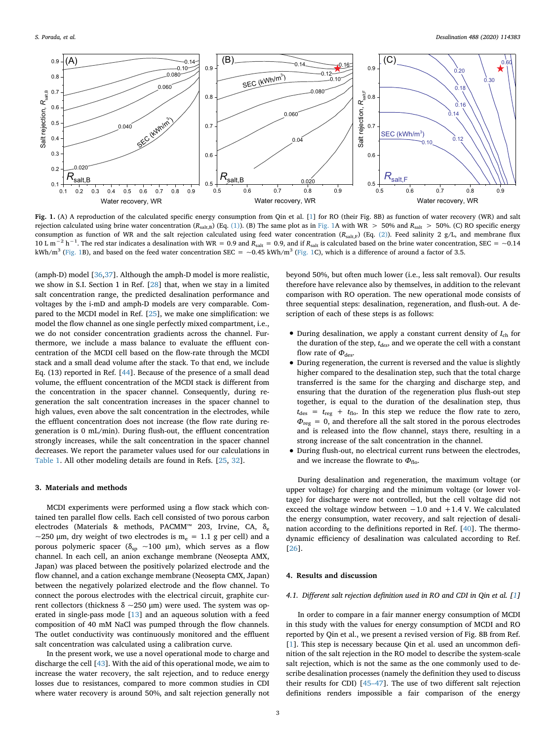**Fig. 1.** (A) A reproduction of the calculated specific energy consumption from Qin et al. [1] for RO (their Fig. 8B) as function of water recovery (WR) and salt rejection calculated using brine water concentration ($R_{salt,B}$) (Eq. (1)). (B) The same plot as in Fig. 1A with WR > 50% and $R_{salt}$ > 50%. (C) RO specific energy consumption as function of WR and the salt rejection calculated using feed water concentration ($R_{salt,F}$) (Eq. (2)). Feed salinity 2 g/L, and membrane flux 10 L m$^{-2}$ h$^{-1}$. The red star indicates a desalination with WR = 0.9 and $R_{salt}$ = 0.9, and if $R_{salt}$ is calculated based on the brine water concentration, SEC = ~0.14 kWh/m$^3$ (Fig. 1B), and based on the feed water concentration SEC = ~0.45 kWh/m$^3$ (Fig. 1C), which is a difference of around a factor of 3.5.

(amph-D) model [36,37]. Although the amph-D model is more realistic, we show in S.I. Section 1 in Ref. [28] that, when we stay in a limited salt concentration range, the predicted desalination performance and voltages by the i-mD and amph-D models are very comparable. Compared to the MCDI model in Ref. [25], we make one simplification: we model the flow channel as one single perfectly mixed compartment, i.e., we do not consider concentration gradients across the channel. Furthermore, we include a mass balance to evaluate the effluent concentration of the MCDI cell based on the flow-rate through the MCDI stack and a small dead volume after the stack. To that end, we include Eq. (13) reported in Ref. [44]. Because of the presence of a small dead volume, the effluent concentration of the MCDI stack is different from the concentration in the spacer channel. Consequently, during regeneration the salt concentration increases in the spacer channel to high values, even above the salt concentration in the electrodes, while the effluent concentration does not increase (the flow rate during regeneration is 0 mL/min). During flush-out, the effluent concentration strongly increases, while the salt concentration in the spacer channel decreases. We report the parameter values used for our calculations in Table 1. All other modeling details are found in Refs. [25, 32].

## 3. Materials and methods

MCDI experiments were performed using a flow stack which contained ten parallel flow cells. Each cell consisted of two porous carbon electrodes (Materials & methods, PACMM™ 203, Irvine, CA, $\delta_e$ ~250 µm, dry weight of two electrodes is $m_e$ = 1.1 g per cell) and a porous polymeric spacer ($\delta_{sp}$ ~100 µm), which serves as a flow channel. In each cell, an anion exchange membrane (Neosepta AMX, Japan) was placed between the positively polarized electrode and the flow channel, and a cation exchange membrane (Neosepta CMX, Japan) between the negatively polarized electrode and the flow channel. To connect the porous electrodes with the electrical circuit, graphite current collectors (thickness δ ~250 µm) were used. The system was operated in single-pass mode [13] and an aqueous solution with a feed composition of 40 mM NaCl was pumped through the flow channels. The outlet conductivity was continuously monitored and the effluent salt concentration was calculated using a calibration curve.

In the present work, we use a novel operational mode to charge and discharge the cell [43]. With the aid of this operational mode, we aim to increase the water recovery, the salt rejection, and to reduce energy losses due to resistances, compared to more common studies in CDI where water recovery is around 50%, and salt rejection generally not beyond 50%, but often much lower (i.e., less salt removal). Our results therefore have relevance also by themselves, in addition to the relevant comparison with RO operation. The new operational mode consists of three sequential steps: desalination, regeneration, and flush-out. A description of each of these steps is as follows:

- During desalination, we apply a constant current density of $I_{ch}$ for the duration of the step, $t_{des}$, and we operate the cell with a constant flow rate of $\Phi_{des}$.
- During regeneration, the current is reversed and the value is slightly higher compared to the desalination step, such that the total charge transferred is the same for the charging and discharge step, and ensuring that the duration of the regeneration plus flush-out step together, is equal to the duration of the desalination step, thus $t_{des} = t_{reg} + t_{flo}$. In this step we reduce the flow rate to zero, $\Phi_{reg}$ = 0, and therefore all the salt stored in the porous electrodes and is released into the flow channel, stays there, resulting in a strong increase of the salt concentration in the channel.
- During flush-out, no electrical current runs between the electrodes, and we increase the flowrate to $\Phi_{flo}$.

During desalination and regeneration, the maximum voltage (or upper voltage) for charging and the minimum voltage (or lower voltage) for discharge were not controlled, but the cell voltage did not exceed the voltage window between −1.0 and +1.4 V. We calculated the energy consumption, water recovery, and salt rejection of desalination according to the definitions reported in Ref. [40]. The thermodynamic efficiency of desalination was calculated according to Ref. [26].

## 4. Results and discussion

### 4.1. Different salt rejection definition used in RO and CDI in Qin et al. [1]

In order to compare in a fair manner energy consumption of MCDI in this study with the values for energy consumption of MCDI and RO reported by Qin et al., we present a revised version of Fig. 8B from Ref. [1]. This step is necessary because Qin et al. used an uncommon definition of the salt rejection in the RO model to describe the system-scale salt rejection, which is not the same as the one commonly used to describe desalination processes (namely the definition they used to discuss their results for CDI) [45–47]. The use of two different salt rejection definitions renders impossible a fair comparison of the energy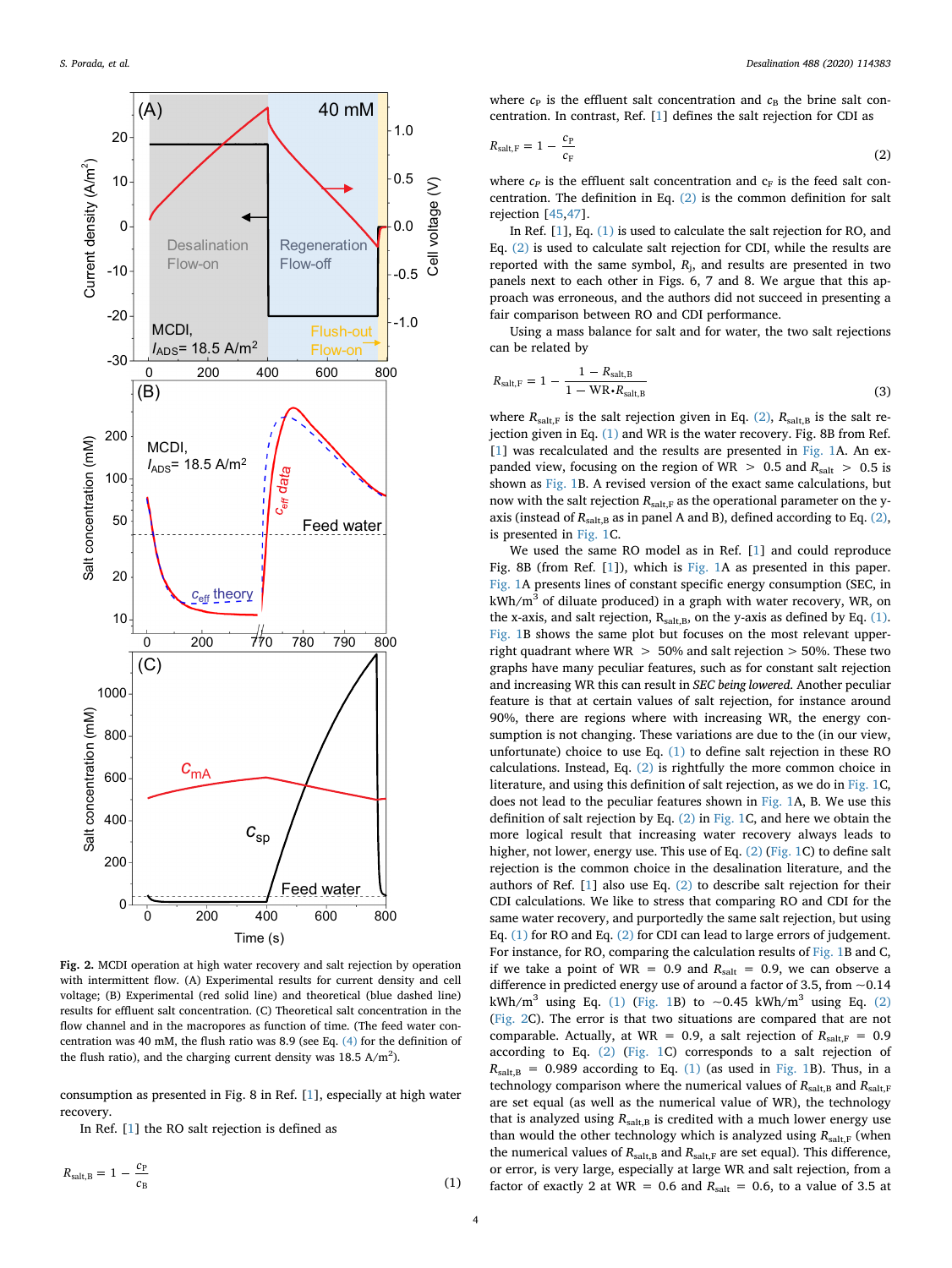Fig. 2. MCDI operation at high water recovery and salt rejection by operation with intermittent flow. (A) Experimental results for current density and cell voltage; (B) Experimental (red solid line) and theoretical (blue dashed line) results for effluent salt concentration. (C) Theoretical salt concentration in the flow channel and in the macropores as function of time. (The feed water concentration was 40 mM, the flush ratio was 8.9 (see Eq. (4) for the definition of the flush ratio), and the charging current density was 18.5 A/m$^2$).

consumption as presented in Fig. 8 in Ref. [1], especially at high water recovery.

In Ref. [1] the RO salt rejection is defined as

$$R_{\mathrm{salt,B}} = 1 - \frac{c_{\mathrm{P}}}{c_{\mathrm{B}}} \tag{1}$$

where $c_{\mathrm{P}}$ is the effluent salt concentration and $c_{\mathrm{B}}$ the brine salt concentration. In contrast, Ref. [1] defines the salt rejection for CDI as

$$R_{\mathrm{salt,F}} = 1 - \frac{c_{\mathrm{P}}}{c_{\mathrm{F}}} \tag{2}$$

where $c_P$ is the effluent salt concentration and $c_{\mathrm{F}}$ is the feed salt concentration. The definition in Eq. (2) is the common definition for salt rejection [45,47].

In Ref. [1], Eq. (1) is used to calculate the salt rejection for RO, and Eq. (2) is used to calculate salt rejection for CDI, while the results are reported with the same symbol, $R_{\mathrm{j}}$, and results are presented in two panels next to each other in Figs. 6, 7 and 8. We argue that this approach was erroneous, and the authors did not succeed in presenting a fair comparison between RO and CDI performance.

Using a mass balance for salt and for water, the two salt rejections can be related by

$$R_{\mathrm{salt,F}} = 1 - \frac{1 - R_{\mathrm{salt,B}}}{1 - \mathrm{WR}{\cdot}R_{\mathrm{salt,B}}} \tag{3}$$

where $R_{\mathrm{salt,F}}$ is the salt rejection given in Eq. (2), $R_{\mathrm{salt,B}}$ is the salt rejection given in Eq. (1) and WR is the water recovery. Fig. 8B from Ref. [1] was recalculated and the results are presented in Fig. 1A. An expanded view, focusing on the region of WR $>$ 0.5 and $R_{\mathrm{salt}}$ $>$ 0.5 is shown as Fig. 1B. A revised version of the exact same calculations, but now with the salt rejection $R_{\mathrm{salt,F}}$ as the operational parameter on the y-axis (instead of $R_{\mathrm{salt,B}}$ as in panel A and B), defined according to Eq. (2), is presented in Fig. 1C.

We used the same RO model as in Ref. [1] and could reproduce Fig. 8B (from Ref. [1]), which is Fig. 1A as presented in this paper. Fig. 1A presents lines of constant specific energy consumption (SEC, in kWh/m$^3$ of diluate produced) in a graph with water recovery, WR, on the x-axis, and salt rejection, $R_{\mathrm{salt,B}}$, on the y-axis as defined by Eq. (1). Fig. 1B shows the same plot but focuses on the most relevant upper-right quadrant where WR $>$ 50% and salt rejection $>$ 50%. These two graphs have many peculiar features, such as for constant salt rejection and increasing WR this can result in *SEC being lowered*. Another peculiar feature is that at certain values of salt rejection, for instance around 90%, there are regions where with increasing WR, the energy consumption is not changing. These variations are due to the (in our view, unfortunate) choice to use Eq. (1) to define salt rejection in these RO calculations. Instead, Eq. (2) is rightfully the more common choice in literature, and using this definition of salt rejection, as we do in Fig. 1C, does not lead to the peculiar features shown in Fig. 1A, B. We use this definition of salt rejection by Eq. (2) in Fig. 1C, and here we obtain the more logical result that increasing water recovery always leads to higher, not lower, energy use. This use of Eq. (2) (Fig. 1C) to define salt rejection is the common choice in the desalination literature, and the authors of Ref. [1] also use Eq. (2) to describe salt rejection for their CDI calculations. We like to stress that comparing RO and CDI for the same water recovery, and purportedly the same salt rejection, but using Eq. (1) for RO and Eq. (2) for CDI can lead to large errors of judgement. For instance, for RO, comparing the calculation results of Fig. 1B and C, if we take a point of WR $=$ 0.9 and $R_{\mathrm{salt}}$ $=$ 0.9, we can observe a difference in predicted energy use of around a factor of 3.5, from ~0.14 kWh/m$^3$ using Eq. (1) (Fig. 1B) to ~0.45 kWh/m$^3$ using Eq. (2) (Fig. 2C). The error is that two situations are compared that are not comparable. Actually, at WR $=$ 0.9, a salt rejection of $R_{\mathrm{salt,F}}$ $=$ 0.9 according to Eq. (2) (Fig. 1C) corresponds to a salt rejection of $R_{\mathrm{salt,B}}$ $=$ 0.989 according to Eq. (1) (as used in Fig. 1B). Thus, in a technology comparison where the numerical values of $R_{\mathrm{salt,B}}$ and $R_{\mathrm{salt,F}}$ are set equal (as well as the numerical value of WR), the technology that is analyzed using $R_{\mathrm{salt,B}}$ is credited with a much lower energy use than would the other technology which is analyzed using $R_{\mathrm{salt,F}}$ (when the numerical values of $R_{\mathrm{salt,B}}$ and $R_{\mathrm{salt,F}}$ are set equal). This difference, or error, is very large, especially at large WR and salt rejection, from a factor of exactly 2 at WR $=$ 0.6 and $R_{\mathrm{salt}}$ $=$ 0.6, to a value of 3.5 at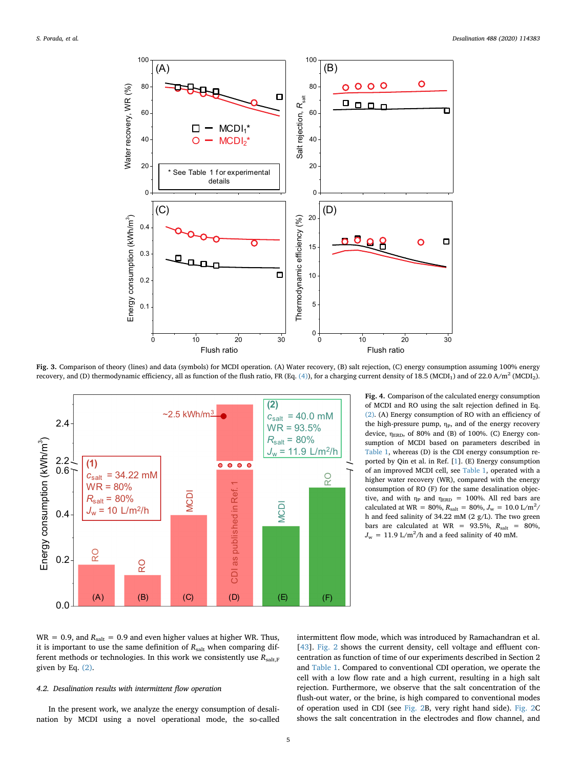**Fig. 3.** Comparison of theory (lines) and data (symbols) for MCDI operation. (A) Water recovery, (B) salt rejection, (C) energy consumption assuming 100% energy recovery, and (D) thermodynamic efficiency, all as function of the flush ratio, FR (Eq. (4)), for a charging current density of 18.5 ($MCDI_1$) and of 22.0 $A/m^2$ ($MCDI_2$).

**Fig. 4.** Comparison of the calculated energy consumption of MCDI and RO using the salt rejection defined in Eq. (2). (A) Energy consumption of RO with an efficiency of the high-pressure pump, $\eta_P$, and of the energy recovery device, $\eta_{ERD}$, of 80% and (B) of 100%. (C) Energy consumption of MCDI based on parameters described in Table 1, whereas (D) is the CDI energy consumption reported by Qin et al. in Ref. [1]. (E) Energy consumption of an improved MCDI cell, see Table 1, operated with a higher water recovery (WR), compared with the energy consumption of RO (F) for the same desalination objective, and with $\eta_P$ and $\eta_{ERD}$ = 100%. All red bars are calculated at WR = 80%, $R_{salt}$ = 80%, $J_w$ = 10.0 $L/m^2/h$ and feed salinity of 34.22 mM (2 g/L). The two green bars are calculated at WR = 93.5%, $R_{salt}$ = 80%, $J_w$ = 11.9 $L/m^2/h$ and a feed salinity of 40 mM.

WR = 0.9, and $R_{salt}$ = 0.9 and even higher values at higher WR. Thus, it is important to use the same definition of $R_{salt}$ when comparing different methods or technologies. In this work we consistently use $R_{salt,F}$ given by Eq. (2).

### 4.2. Desalination results with intermittent flow operation

In the present work, we analyze the energy consumption of desalination by MCDI using a novel operational mode, the so-called intermittent flow mode, which was introduced by Ramachandran et al. [43]. Fig. 2 shows the current density, cell voltage and effluent concentration as function of time of our experiments described in Section 2 and Table 1. Compared to conventional CDI operation, we operate the cell with a low flow rate and a high current, resulting in a high salt rejection. Furthermore, we observe that the salt concentration of the flush-out water, or the brine, is high compared to conventional modes of operation used in CDI (see Fig. 2B, very right hand side). Fig. 2C shows the salt concentration in the electrodes and flow channel, and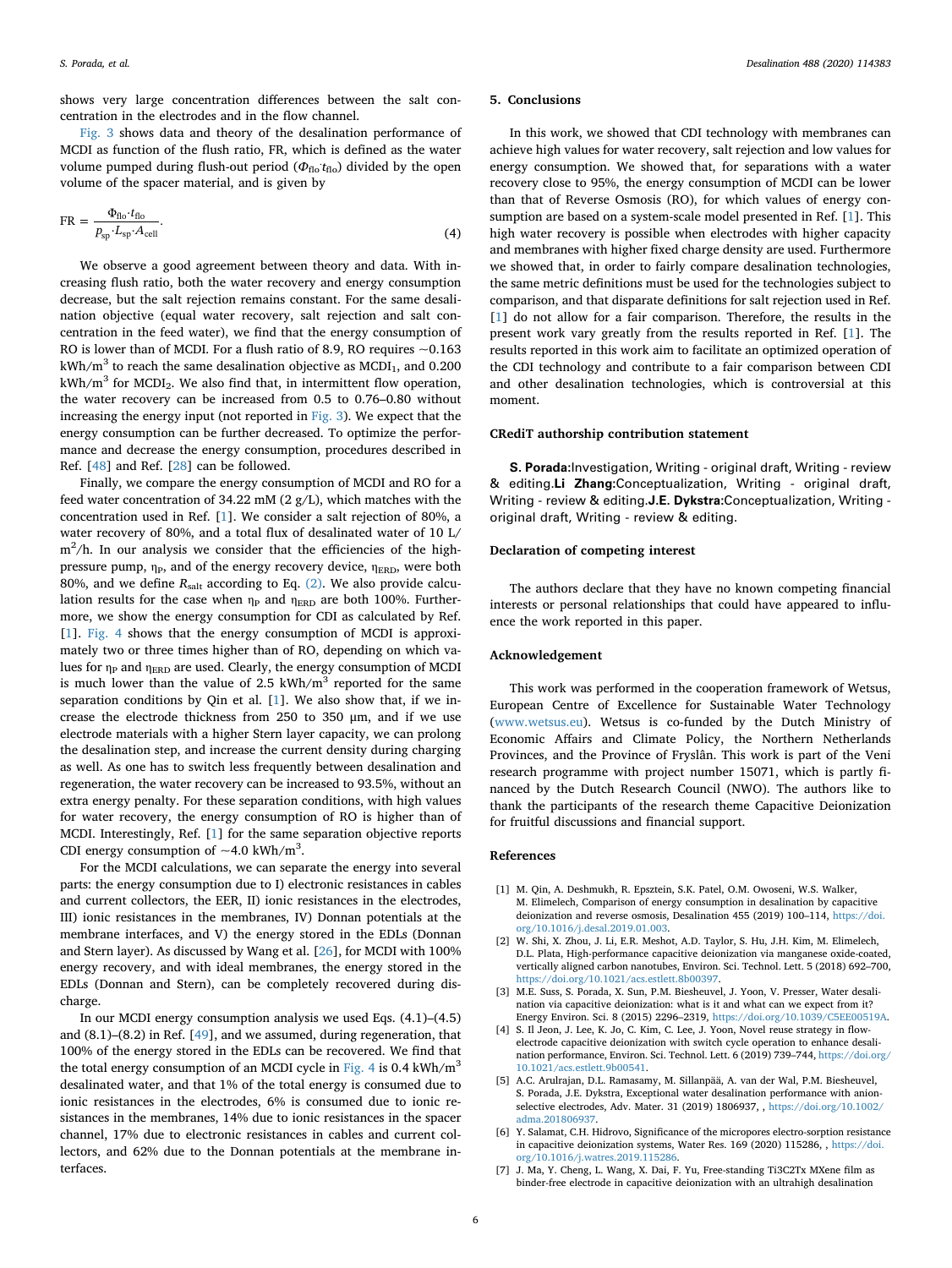shows very large concentration differences between the salt concentration in the electrodes and in the flow channel.

Fig. 3 shows data and theory of the desalination performance of MCDI as function of the flush ratio, FR, which is defined as the water volume pumped during flush-out period ($\Phi_{flo} \cdot t_{flo}$) divided by the open volume of the spacer material, and is given by

$$\text{FR} = \frac{\Phi_{flo} \cdot t_{flo}}{p_{sp} \cdot L_{sp} \cdot A_{cell}}. \tag{4}$$

We observe a good agreement between theory and data. With increasing flush ratio, both the water recovery and energy consumption decrease, but the salt rejection remains constant. For the same desalination objective (equal water recovery, salt rejection and salt concentration in the feed water), we find that the energy consumption of RO is lower than of MCDI. For a flush ratio of 8.9, RO requires ~0.163 kWh/m$^3$ to reach the same desalination objective as MCDI$_1$, and 0.200 kWh/m$^3$ for MCDI$_2$. We also find that, in intermittent flow operation, the water recovery can be increased from 0.5 to 0.76–0.80 without increasing the energy input (not reported in Fig. 3). We expect that the energy consumption can be further decreased. To optimize the performance and decrease the energy consumption, procedures described in Ref. [48] and Ref. [28] can be followed.

Finally, we compare the energy consumption of MCDI and RO for a feed water concentration of 34.22 mM (2 g/L), which matches with the concentration used in Ref. [1]. We consider a salt rejection of 80%, a water recovery of 80%, and a total flux of desalinated water of 10 L/m$^2$/h. In our analysis we consider that the efficiencies of the high-pressure pump, $\eta_P$, and of the energy recovery device, $\eta_{ERD}$, were both 80%, and we define $R_{salt}$ according to Eq. (2). We also provide calculation results for the case when $\eta_P$ and $\eta_{ERD}$ are both 100%. Furthermore, we show the energy consumption for CDI as calculated by Ref. [1]. Fig. 4 shows that the energy consumption of MCDI is approximately two or three times higher than of RO, depending on which values for $\eta_P$ and $\eta_{ERD}$ are used. Clearly, the energy consumption of MCDI is much lower than the value of 2.5 kWh/m$^3$ reported for the same separation conditions by Qin et al. [1]. We also show that, if we increase the electrode thickness from 250 to 350 μm, and if we use electrode materials with a higher Stern layer capacity, we can prolong the desalination step, and increase the current density during charging as well. As one has to switch less frequently between desalination and regeneration, the water recovery can be increased to 93.5%, without an extra energy penalty. For these separation conditions, with high values for water recovery, the energy consumption of RO is higher than of MCDI. Interestingly, Ref. [1] for the same separation objective reports CDI energy consumption of ~4.0 kWh/m$^3$.

For the MCDI calculations, we can separate the energy into several parts: the energy consumption due to I) electronic resistances in cables and current collectors, the EER, II) ionic resistances in the electrodes, III) ionic resistances in the membranes, IV) Donnan potentials at the membrane interfaces, and V) the energy stored in the EDLs (Donnan and Stern layer). As discussed by Wang et al. [26], for MCDI with 100% energy recovery, and with ideal membranes, the energy stored in the EDLs (Donnan and Stern), can be completely recovered during discharge.

In our MCDI energy consumption analysis we used Eqs. (4.1)–(4.5) and (8.1)–(8.2) in Ref. [49], and we assumed, during regeneration, that 100% of the energy stored in the EDLs can be recovered. We find that the total energy consumption of an MCDI cycle in Fig. 4 is 0.4 kWh/m$^3$ desalinated water, and that 1% of the total energy is consumed due to ionic resistances in the electrodes, 6% is consumed due to ionic resistances in the membranes, 14% due to ionic resistances in the spacer channel, 17% due to electronic resistances in cables and current collectors, and 62% due to the Donnan potentials at the membrane interfaces.

## 5. Conclusions

In this work, we showed that CDI technology with membranes can achieve high values for water recovery, salt rejection and low values for energy consumption. We showed that, for separations with a water recovery close to 95%, the energy consumption of MCDI can be lower than that of Reverse Osmosis (RO), for which values of energy consumption are based on a system-scale model presented in Ref. [1]. This high water recovery is possible when electrodes with higher capacity and membranes with higher fixed charge density are used. Furthermore we showed that, in order to fairly compare desalination technologies, the same metric definitions must be used for the technologies subject to comparison, and that disparate definitions for salt rejection used in Ref. [1] do not allow for a fair comparison. Therefore, the results in the present work vary greatly from the results reported in Ref. [1]. The results reported in this work aim to facilitate an optimized operation of the CDI technology and contribute to a fair comparison between CDI and other desalination technologies, which is controversial at this moment.

## CRediT authorship contribution statement

**S. Porada**:Investigation, Writing - original draft, Writing - review & editing.**Li Zhang**:Conceptualization, Writing - original draft, Writing - review & editing.**J.E. Dykstra**:Conceptualization, Writing - original draft, Writing - review & editing.

## Declaration of competing interest

The authors declare that they have no known competing financial interests or personal relationships that could have appeared to influence the work reported in this paper.

## Acknowledgement

This work was performed in the cooperation framework of Wetsus, European Centre of Excellence for Sustainable Water Technology (www.wetsus.eu). Wetsus is co-funded by the Dutch Ministry of Economic Affairs and Climate Policy, the Northern Netherlands Provinces, and the Province of Fryslân. This work is part of the Veni research programme with project number 15071, which is partly financed by the Dutch Research Council (NWO). The authors like to thank the participants of the research theme Capacitive Deionization for fruitful discussions and financial support.

## References

[1] M. Qin, A. Deshmukh, R. Epsztein, S.K. Patel, O.M. Owoseni, W.S. Walker, M. Elimelech, Comparison of energy consumption in desalination by capacitive deionization and reverse osmosis, Desalination 455 (2019) 100–114, https://doi.org/10.1016/j.desal.2019.01.003.

[2] W. Shi, X. Zhou, J. Li, E.R. Meshot, A.D. Taylor, S. Hu, J.H. Kim, M. Elimelech, D.L. Plata, High-performance capacitive deionization via manganese oxide-coated, vertically aligned carbon nanotubes, Environ. Sci. Technol. Lett. 5 (2018) 692–700, https://doi.org/10.1021/acs.estlett.8b00397.

[3] M.E. Suss, S. Porada, X. Sun, P.M. Biesheuvel, J. Yoon, V. Presser, Water desalination via capacitive deionization: what is it and what can we expect from it? Energy Environ. Sci. 8 (2015) 2296–2319, https://doi.org/10.1039/C5EE00519A.

[4] S. Il Jeon, J. Lee, K. Jo, C. Kim, C. Lee, J. Yoon, Novel reuse strategy in flow-electrode capacitive deionization with switch cycle operation to enhance desalination performance, Environ. Sci. Technol. Lett. 6 (2019) 739–744, https://doi.org/10.1021/acs.estlett.9b00541.

[5] A.C. Arulrajan, D.L. Ramasamy, M. Sillanpää, A. van der Wal, P.M. Biesheuvel, S. Porada, J.E. Dykstra, Exceptional water desalination performance with anion-selective electrodes, Adv. Mater. 31 (2019) 1806937, , https://doi.org/10.1002/adma.201806937.

[6] Y. Salamat, C.H. Hidrovo, Significance of the micropores electro-sorption resistance in capacitive deionization systems, Water Res. 169 (2020) 115286, , https://doi.org/10.1016/j.watres.2019.115286.

[7] J. Ma, Y. Cheng, L. Wang, X. Dai, F. Yu, Free-standing Ti3C2Tx MXene film as binder-free electrode in capacitive deionization with an ultrahigh desalination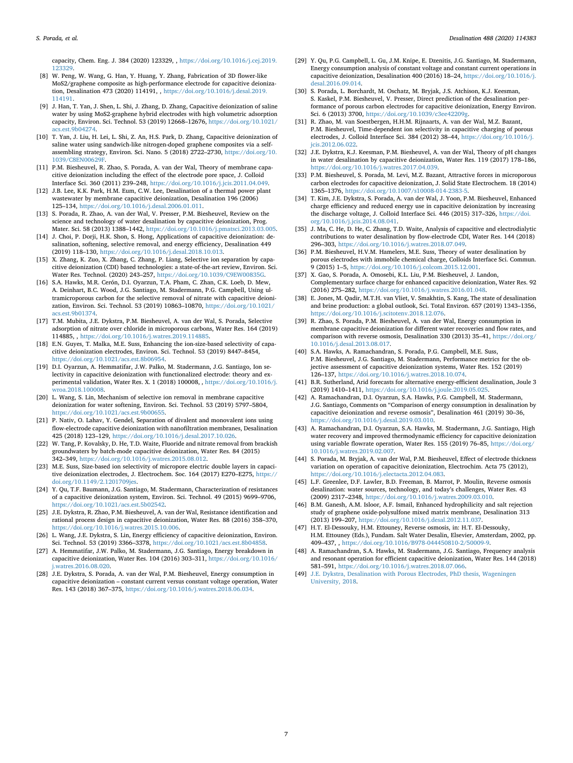capacity, Chem. Eng. J. 384 (2020) 123329, , https://doi.org/10.1016/j.cej.2019.123329.

[8] W. Peng, W. Wang, G. Han, Y. Huang, Y. Zhang, Fabrication of 3D flower-like MoS2/graphene composite as high-performance electrode for capacitive deionization, Desalination 473 (2020) 114191, , https://doi.org/10.1016/j.desal.2019.114191.

[9] J. Han, T. Yan, J. Shen, L. Shi, J. Zhang, D. Zhang, Capacitive deionization of saline water by using MoS2-graphene hybrid electrodes with high volumetric adsorption capacity, Environ. Sci. Technol. 53 (2019) 12668–12676, https://doi.org/10.1021/acs.est.9b04274.

[10] T. Yan, J. Liu, H. Lei, L. Shi, Z. An, H.S. Park, D. Zhang, Capacitive deionization of saline water using sandwich-like nitrogen-doped graphene composites via a self-assembling strategy, Environ. Sci. Nano. 5 (2018) 2722–2730, https://doi.org/10.1039/C8EN00629F.

[11] P.M. Biesheuvel, R. Zhao, S. Porada, A. van der Wal, Theory of membrane capacitive deionization including the effect of the electrode pore space, J. Colloid Interface Sci. 360 (2011) 239–248, https://doi.org/10.1016/j.jcis.2011.04.049.

[12] J.B. Lee, K.K. Park, H.M. Eum, C.W. Lee, Desalination of a thermal power plant wastewater by membrane capacitive deionization, Desalination 196 (2006) 125–134, https://doi.org/10.1016/j.desal.2006.01.011.

[13] S. Porada, R. Zhao, A. van der Wal, V. Presser, P.M. Biesheuvel, Review on the science and technology of water desalination by capacitive deionization, Prog. Mater. Sci. 58 (2013) 1388–1442, https://doi.org/10.1016/j.pmatsci.2013.03.005.

[14] J. Choi, P. Dorji, H.K. Shon, S. Hong, Applications of capacitive deionization: desalination, softening, selective removal, and energy efficiency, Desalination 449 (2019) 118–130, https://doi.org/10.1016/j.desal.2018.10.013.

[15] X. Zhang, K. Zuo, X. Zhang, C. Zhang, P. Liang, Selective ion separation by capacitive deionization (CDI) based technologies: a state-of-the-art review, Environ. Sci. Water Res. Technol. (2020) 243–257, https://doi.org/10.1039/C9EW00835G.

[16] S.A. Hawks, M.R. Cerón, D.I. Oyarzun, T.A. Pham, C. Zhan, C.K. Loeb, D. Mew, A. Deinhart, B.C. Wood, J.G. Santiago, M. Stadermann, P.G. Campbell, Using ultramicroporous carbon for the selective removal of nitrate with capacitive deionization, Environ. Sci. Technol. 53 (2019) 10863–10870, https://doi.org/10.1021/acs.est.9b01374.

[17] T.M. Mubita, J.E. Dykstra, P.M. Biesheuvel, A. van der Wal, S. Porada, Selective adsorption of nitrate over chloride in microporous carbons, Water Res. 164 (2019) 114885, , https://doi.org/10.1016/j.watres.2019.114885.

[18] E.N. Guyes, T. Malka, M.E. Suss, Enhancing the ion-size-based selectivity of capacitive deionization electrodes, Environ. Sci. Technol. 53 (2019) 8447–8454, https://doi.org/10.1021/acs.est.8b06954.

[19] D.I. Oyarzun, A. Hemmatifar, J.W. Palko, M. Stadermann, J.G. Santiago, Ion selectivity in capacitive deionization with functionalized electrode: theory and experimental validation, Water Res. X. 1 (2018) 100008, , https://doi.org/10.1016/j.wroa.2018.100008.

[20] L. Wang, S. Lin, Mechanism of selective ion removal in membrane capacitive deionization for water softening, Environ. Sci. Technol. 53 (2019) 5797–5804, https://doi.org/10.1021/acs.est.9b00655.

[21] P. Nativ, O. Lahav, Y. Gendel, Separation of divalent and monovalent ions using flow-electrode capacitive deionization with nanofiltration membranes, Desalination 425 (2018) 123–129, https://doi.org/10.1016/j.desal.2017.10.026.

[22] W. Tang, P. Kovalsky, D. He, T.D. Waite, Fluoride and nitrate removal from brackish groundwaters by batch-mode capacitive deionization, Water Res. 84 (2015) 342–349, https://doi.org/10.1016/j.watres.2015.08.012.

[23] M.E. Suss, Size-based ion selectivity of micropore electric double layers in capacitive deionization electrodes, J. Electrochem. Soc. 164 (2017) E270–E275, https://doi.org/10.1149/2.1201709jes.

[24] Y. Qu, T.F. Baumann, J.G. Santiago, M. Stadermann, Characterization of resistances of a capacitive deionization system, Environ. Sci. Technol. 49 (2015) 9699–9706, https://doi.org/10.1021/acs.est.5b02542.

[25] J.E. Dykstra, R. Zhao, P.M. Biesheuvel, A. van der Wal, Resistance identification and rational process design in capacitive deionization, Water Res. 88 (2016) 358–370, https://doi.org/10.1016/j.watres.2015.10.006.

[26] L. Wang, J.E. Dykstra, S. Lin, Energy efficiency of capacitive deionization, Environ. Sci. Technol. 53 (2019) 3366–3378, https://doi.org/10.1021/acs.est.8b04858.

[27] A. Hemmatifar, J.W. Palko, M. Stadermann, J.G. Santiago, Energy breakdown in capacitive deionization, Water Res. 104 (2016) 303–311, https://doi.org/10.1016/j.watres.2016.08.020.

[28] J.E. Dykstra, S. Porada, A. van der Wal, P.M. Biesheuvel, Energy consumption in capacitive deionization – constant current versus constant voltage operation, Water Res. 143 (2018) 367–375, https://doi.org/10.1016/j.watres.2018.06.034.

[29] Y. Qu, P.G. Campbell, L. Gu, J.M. Knipe, E. Dzenitis, J.G. Santiago, M. Stadermann, Energy consumption analysis of constant voltage and constant current operations in capacitive deionization, Desalination 400 (2016) 18–24, https://doi.org/10.1016/j.desal.2016.09.014.

[30] S. Porada, L. Borchardt, M. Oschatz, M. Bryjak, J.S. Atchison, K.J. Keesman, S. Kaskel, P.M. Biesheuvel, V. Presser, Direct prediction of the desalination performance of porous carbon electrodes for capacitive deionization, Energy Environ. Sci. 6 (2013) 3700, https://doi.org/10.1039/c3ee42209g.

[31] R. Zhao, M. van Soestbergen, H.H.M. Rijnaarts, A. van der Wal, M.Z. Bazant, P.M. Biesheuvel, Time-dependent ion selectivity in capacitive charging of porous electrodes, J. Colloid Interface Sci. 384 (2012) 38–44, https://doi.org/10.1016/j.jcis.2012.06.022.

[32] J.E. Dykstra, K.J. Keesman, P.M. Biesheuvel, A. van der Wal, Theory of pH changes in water desalination by capacitive deionization, Water Res. 119 (2017) 178–186, https://doi.org/10.1016/j.watres.2017.04.039.

[33] P.M. Biesheuvel, S. Porada, M. Levi, M.Z. Bazant, Attractive forces in microporous carbon electrodes for capacitive deionization, J. Solid State Electrochem. 18 (2014) 1365–1376, https://doi.org/10.1007/s10008-014-2383-5.

[34] T. Kim, J.E. Dykstra, S. Porada, A. van der Wal, J. Yoon, P.M. Biesheuvel, Enhanced charge efficiency and reduced energy use in capacitive deionization by increasing the discharge voltage, J. Colloid Interface Sci. 446 (2015) 317–326, https://doi.org/10.1016/j.jcis.2014.08.041.

[35] J. Ma, C. He, D. He, C. Zhang, T.D. Waite, Analysis of capacitive and electrodialytic contributions to water desalination by flow-electrode CDI, Water Res. 144 (2018) 296–303, https://doi.org/10.1016/j.watres.2018.07.049.

[36] P.M. Biesheuvel, H.V.M. Hamelers, M.E. Suss, Theory of water desalination by porous electrodes with immobile chemical charge, Colloids Interface Sci. Commun. 9 (2015) 1–5, https://doi.org/10.1016/j.colcom.2015.12.001.

[37] X. Gao, S. Porada, A. Omosebi, K.L. Liu, P.M. Biesheuvel, J. Landon, Complementary surface charge for enhanced capacitive deionization, Water Res. 92 (2016) 275–282, https://doi.org/10.1016/j.watres.2016.01.048.

[38] E. Jones, M. Qadir, M.T.H. van Vliet, V. Smakhtin, S. Kang, The state of desalination and brine production: a global outlook, Sci. Total Environ. 657 (2019) 1343–1356, https://doi.org/10.1016/j.scitotenv.2018.12.076.

[39] R. Zhao, S. Porada, P.M. Biesheuvel, A. van der Wal, Energy consumption in membrane capacitive deionization for different water recoveries and flow rates, and comparison with reverse osmosis, Desalination 330 (2013) 35–41, https://doi.org/10.1016/j.desal.2013.08.017.

[40] S.A. Hawks, A. Ramachandran, S. Porada, P.G. Campbell, M.E. Suss, P.M. Biesheuvel, J.G. Santiago, M. Stadermann, Performance metrics for the objective assessment of capacitive deionization systems, Water Res. 152 (2019) 126–137, https://doi.org/10.1016/j.watres.2018.10.074.

[41] B.R. Sutherland, Arid forecasts for alternative energy-efficient desalination, Joule 3 (2019) 1410–1411, https://doi.org/10.1016/j.joule.2019.05.025.

[42] A. Ramachandran, D.I. Oyarzun, S.A. Hawks, P.G. Campbell, M. Stadermann, J.G. Santiago, Comments on "Comparison of energy consumption in desalination by capacitive deionization and reverse osmosis", Desalination 461 (2019) 30–36, https://doi.org/10.1016/j.desal.2019.03.010.

[43] A. Ramachandran, D.I. Oyarzun, S.A. Hawks, M. Stadermann, J.G. Santiago, High water recovery and improved thermodynamic efficiency for capacitive deionization using variable flowrate operation, Water Res. 155 (2019) 76–85, https://doi.org/10.1016/j.watres.2019.02.007.

[44] S. Porada, M. Bryjak, A. van der Wal, P.M. Biesheuvel, Effect of electrode thickness variation on operation of capacitive deionization, Electrochim. Acta 75 (2012), https://doi.org/10.1016/j.electacta.2012.04.083.

[45] L.F. Greenlee, D.F. Lawler, B.D. Freeman, B. Marrot, P. Moulin, Reverse osmosis desalination: water sources, technology, and today's challenges, Water Res. 43 (2009) 2317–2348, https://doi.org/10.1016/j.watres.2009.03.010.

[46] B.M. Ganesh, A.M. Isloor, A.F. Ismail, Enhanced hydrophilicity and salt rejection study of graphene oxide-polysulfone mixed matrix membrane, Desalination 313 (2013) 199–207, https://doi.org/10.1016/j.desal.2012.11.037.

[47] H.T. El-Dessouky, H.M. Ettouney, Reverse osmosis, in: H.T. El-Dessouky, H.M. Ettouney (Eds.), Fundam. Salt Water Desalin, Elsevier, Amsterdam, 2002, pp. 409–437, , https://doi.org/10.1016/B978-044450810-2/50009-9.

[48] A. Ramachandran, S.A. Hawks, M. Stadermann, J.G. Santiago, Frequency analysis and resonant operation for efficient capacitive deionization, Water Res. 144 (2018) 581–591, https://doi.org/10.1016/j.watres.2018.07.066.

[49] J.E. Dykstra, Desalination with Porous Electrodes, PhD thesis, Wageningen University, 2018.